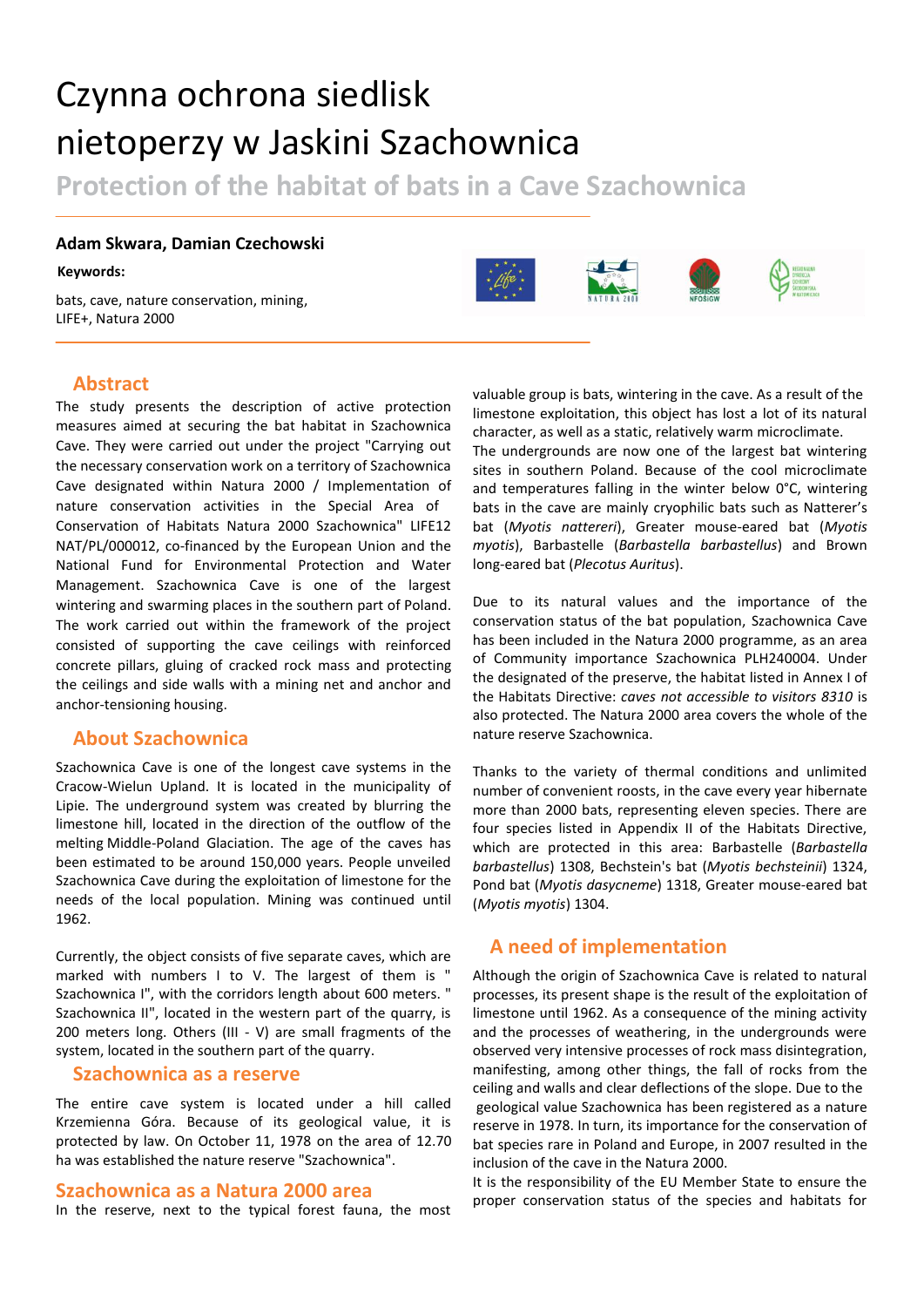# Czynna ochrona siedlisk nietoperzy w Jaskini Szachownica

## Protection of the habitat of bats in a Cave Szachownica

**Adam Skwara, Damian Czechowski**

**Keywords:**

bats, cave, nature conservation, mining, LIFE+, Natura 2000

## Abstract

The study presents the description of active protection measures aimed at securing the bat habitat in Szachownica Cave. They were carried out under the project "Carrying out the necessary conservation work on a territory of Szachownica Cave designated within Natura 2000 / Implementation of nature conservation activities in the Special Area of Conservation of Habitats Natura 2000 Szachownica" LIFE12 NAT/PL/000012, co-financed by the European Union and the National Fund for Environmental Protection and Water Management. Szachownica Cave is one of the largest wintering and swarming places in the southern part of Poland. The work carried out within the framework of the project consisted of supporting the cave ceilings with reinforced concrete pillars, gluing of cracked rock mass and protecting the ceilings and side walls with a mining net and anchor and anchor-tensioning housing.

## About Szachownica

Szachownica Cave is one of the longest cave systems in the Cracow-Wielun Upland. It is located in the municipality of Lipie. The underground system was created by blurring the limestone hill, located in the direction of the outflow of the melting Middle-Poland Glaciation. The age of the caves has been estimated to be around 150,000 years. People unveiled Szachownica Cave during the exploitation of limestone for the needs of the local population. Mining was continued until 1962.

Currently, the object consists of five separate caves, which are marked with numbers I to V. The largest of them is " Szachownica I", with the corridors length about 600 meters. " Szachownica II", located in the western part of the quarry, is 200 meters long. Others (III - V) are small fragments of the system, located in the southern part of the quarry.

## Szachownica as a reserve

The entire cave system is located under a hill called Krzemienna Góra. Because of its geological value, it is protected by law. On October 11, 1978 on the area of 12.70 ha was established the nature reserve "Szachownica".

## Szachownica as a Natura 2000 area

In the reserve, next to the typical forest fauna, the most valuable group is bats, wintering in the cave. As a result of the limestone exploitation, this object has lost a lot of its natural character, as well as a static, relatively warm microclimate.

The undergrounds are now one of the largest bat wintering sites in southern Poland. Because of the cool microclimate and temperatures falling in the winter below 0°C, wintering bats in the cave are mainly cryophilic bats such as Natterer's bat (*Myotis nattereri*), Greater mouse-eared bat (*Myotis myotis*), Barbastelle (*Barbastella barbastellus*) and Brown long-eared bat (*Plecotus Auritus*).

Due to its natural values and the importance of the conservation status of the bat population, Szachownica Cave has been included in the Natura 2000 programme, as an area of Community importance Szachownica PLH240004. Under the designated of the preserve, the habitat listed in Annex I of the Habitats Directive: *caves not accessible to visitors 8310* is also protected. The Natura 2000 area covers the whole of the nature reserve Szachownica.

Thanks to the variety of thermal conditions and unlimited number of convenient roosts, in the cave every year hibernate more than 2000 bats, representing eleven species. There are four species listed in Appendix II of the Habitats Directive, which are protected in this area: Barbastelle (*Barbastella barbastellus*) 1308, Bechstein's bat (*Myotis bechsteinii*) 1324, Pond bat (*Myotis dasycneme*) 1318, Greater mouse-eared bat (*Myotis myotis*) 1304.

## A need of implementation

Although the origin of Szachownica Cave is related to natural processes, its present shape is the result of the exploitation of limestone until 1962. As a consequence of the mining activity and the processes of weathering, in the undergrounds were observed very intensive processes of rock mass disintegration, manifesting, among other things, the fall of rocks from the ceiling and walls and clear deflections of the slope. Due to the geological value Szachownica has been registered as a nature reserve in 1978. In turn, its importance for the conservation of bat species rare in Poland and Europe, in 2007 resulted in the inclusion of the cave in the Natura 2000.

It is the responsibility of the EU Member State to ensure the proper conservation status of the species and habitats for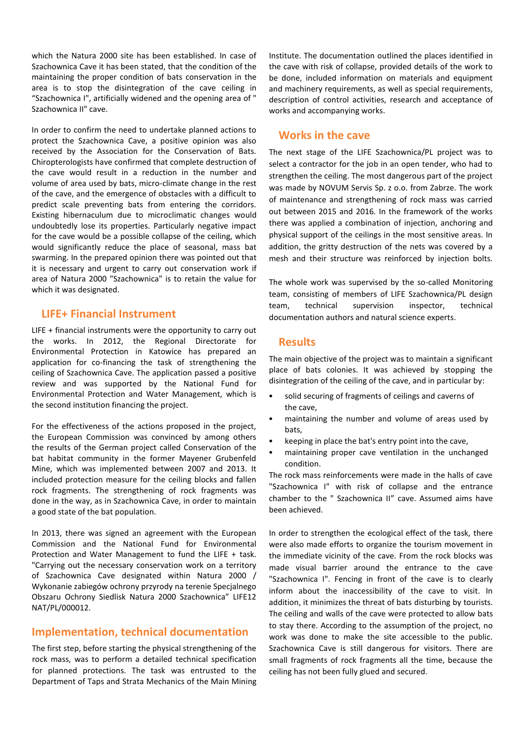which the Natura 2000 site has been established. In case of Szachownica Cave it has been stated, that the condition of the maintaining the proper condition of bats conservation in the area is to stop the disintegration of the cave ceiling in "Szachownica I", artificially widened and the opening area of " Szachownica II" cave.

In order to confirm the need to undertake planned actions to protect the Szachownica Cave, a positive opinion was also received by the Association for the Conservation of Bats. Chiropterologists have confirmed that complete destruction of the cave would result in a reduction in the number and volume of area used by bats, micro-climate change in the rest of the cave, and the emergence of obstacles with a difficult to predict scale preventing bats from entering the corridors. Existing hibernaculum due to microclimatic changes would undoubtedly lose its properties. Particularly negative impact for the cave would be a possible collapse of the ceiling, which would significantly reduce the place of seasonal, mass bat swarming. In the prepared opinion there was pointed out that it is necessary and urgent to carry out conservation work if area of Natura 2000 "Szachownica" is to retain the value for which it was designated.

## LIFE+ Financial Instrument

LIFE + financial instruments were the opportunity to carry out the works. In 2012, the Regional Directorate for Environmental Protection in Katowice has prepared an application for co-financing the task of strengthening the ceiling of Szachownica Cave. The application passed a positive review and was supported by the National Fund for Environmental Protection and Water Management, which is the second institution financing the project.

For the effectiveness of the actions proposed in the project, the European Commission was convinced by among others the results of the German project called Conservation of the bat habitat community in the former Mayener Grubenfeld Mine, which was implemented between 2007 and 2013. It included protection measure for the ceiling blocks and fallen rock fragments. The strengthening of rock fragments was done in the way, as in Szachownica Cave, in order to maintain a good state of the bat population.

In 2013, there was signed an agreement with the European Commission and the National Fund for Environmental Protection and Water Management to fund the LIFE + task. "Carrying out the necessary conservation work on a territory of Szachownica Cave designated within Natura 2000 / Wykonanie zabiegów ochrony przyrody na terenie Specjalnego Obszaru Ochrony Siedlisk Natura 2000 Szachownica" LIFE12 NAT/PL/000012.

## Implementation, technical documentation

The first step, before starting the physical strengthening of the rock mass, was to perform a detailed technical specification for planned protections. The task was entrusted to the Department of Taps and Strata Mechanics of the Main Mining Institute. The documentation outlined the places identified in the cave with risk of collapse, provided details of the work to be done, included information on materials and equipment and machinery requirements, as well as special requirements, description of control activities, research and acceptance of works and accompanying works.

## Works in the cave

The next stage of the LIFE Szachownica/PL project was to select a contractor for the job in an open tender, who had to strengthen the ceiling. The most dangerous part of the project was made by NOVUM Servis Sp. z o.o. from Zabrze. The work of maintenance and strengthening of rock mass was carried out between 2015 and 2016. In the framework of the works there was applied a combination of injection, anchoring and physical support of the ceilings in the most sensitive areas. In addition, the gritty destruction of the nets was covered by a mesh and their structure was reinforced by injection bolts.

The whole work was supervised by the so-called Monitoring team, consisting of members of LIFE Szachownica/PL design team, technical supervision inspector, technical documentation authors and natural science experts.

## Results

The main objective of the project was to maintain a significant place of bats colonies. It was achieved by stopping the disintegration of the ceiling of the cave, and in particular by:

- solid securing of fragments of ceilings and caverns of the cave,
- maintaining the number and volume of areas used by bats,
- keeping in place the bat's entry point into the cave,
- maintaining proper cave ventilation in the unchanged condition.

The rock mass reinforcements were made in the halls of cave "Szachownica I" with risk of collapse and the entrance chamber to the " Szachownica II" cave. Assumed aims have been achieved.

In order to strengthen the ecological effect of the task, there were also made efforts to organize the tourism movement in the immediate vicinity of the cave. From the rock blocks was made visual barrier around the entrance to the cave "Szachownica I". Fencing in front of the cave is to clearly inform about the inaccessibility of the cave to visit. In addition, it minimizes the threat of bats disturbing by tourists. The ceiling and walls of the cave were protected to allow bats to stay there. According to the assumption of the project, no work was done to make the site accessible to the public. Szachownica Cave is still dangerous for visitors. There are small fragments of rock fragments all the time, because the ceiling has not been fully glued and secured.